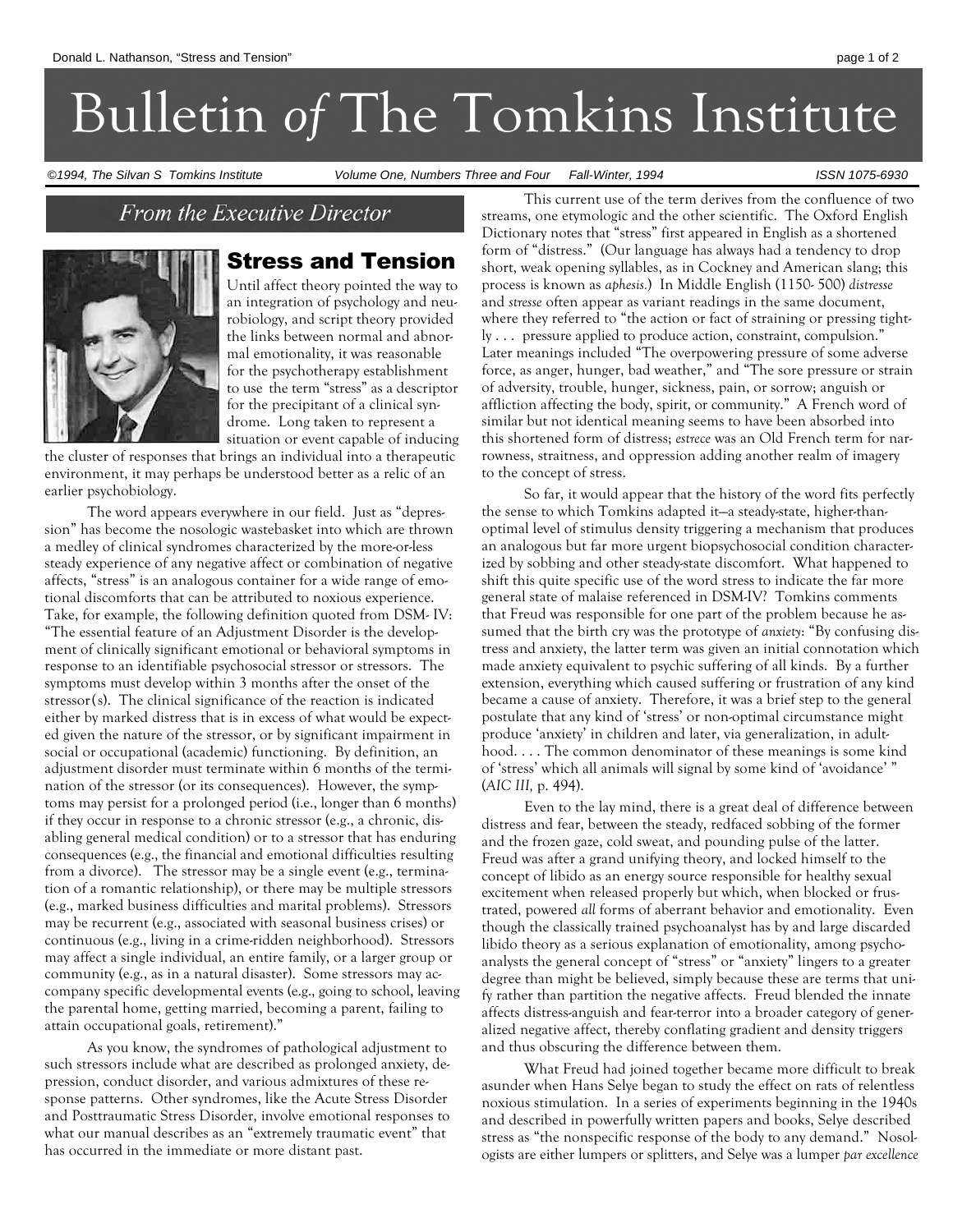# Bulletin *of* The Tomkins Institute

©1994, The Silvan S Tomkins Institute   Volume One, Numbers Three and Four   Fall-Winter, 1994   ISSN 1075-6930

## From the Executive Director

### Stress and Tension

Until affect theory pointed the way to an integration of psychology and neurobiology, and script theory provided the links between normal and abnormal emotionality, it was reasonable for the psychotherapy establishment to use the term "stress" as a descriptor for the precipitant of a clinical syndrome. Long taken to represent a situation or event capable of inducing the cluster of responses that brings an individual into a therapeutic environment, it may perhaps be understood better as a relic of an earlier psychobiology.

The word appears everywhere in our field. Just as "depression" has become the nosologic wastebasket into which are thrown a medley of clinical syndromes characterized by the more-or-less steady experience of any negative affect or combination of negative affects, "stress" is an analogous container for a wide range of emotional discomforts that can be attributed to noxious experience. Take, for example, the following definition quoted from DSM- IV: "The essential feature of an Adjustment Disorder is the development of clinically significant emotional or behavioral symptoms in response to an identifiable psychosocial stressor or stressors. The symptoms must develop within 3 months after the onset of the stressor(s). The clinical significance of the reaction is indicated either by marked distress that is in excess of what would be expected given the nature of the stressor, or by significant impairment in social or occupational (academic) functioning. By definition, an adjustment disorder must terminate within 6 months of the termination of the stressor (or its consequences). However, the symptoms may persist for a prolonged period (i.e., longer than 6 months) if they occur in response to a chronic stressor (e.g., a chronic, disabling general medical condition) or to a stressor that has enduring consequences (e.g., the financial and emotional difficulties resulting from a divorce). The stressor may be a single event (e.g., termination of a romantic relationship), or there may be multiple stressors (e.g., marked business difficulties and marital problems). Stressors may be recurrent (e.g., associated with seasonal business crises) or continuous (e.g., living in a crime-ridden neighborhood). Stressors may affect a single individual, an entire family, or a larger group or community (e.g., as in a natural disaster). Some stressors may accompany specific developmental events (e.g., going to school, leaving the parental home, getting married, becoming a parent, failing to attain occupational goals, retirement)."

As you know, the syndromes of pathological adjustment to such stressors include what are described as prolonged anxiety, depression, conduct disorder, and various admixtures of these response patterns. Other syndromes, like the Acute Stress Disorder and Posttraumatic Stress Disorder, involve emotional responses to what our manual describes as an "extremely traumatic event" that has occurred in the immediate or more distant past.

This current use of the term derives from the confluence of two streams, one etymologic and the other scientific. The Oxford English Dictionary notes that "stress" first appeared in English as a shortened form of "distress." (Our language has always had a tendency to drop short, weak opening syllables, as in Cockney and American slang; this process is known as *aphesis.*) In Middle English (1150- 500) *distresse* and *stresse* often appear as variant readings in the same document, where they referred to "the action or fact of straining or pressing tightly . . . pressure applied to produce action, constraint, compulsion." Later meanings included "The overpowering pressure of some adverse force, as anger, hunger, bad weather," and "The sore pressure or strain of adversity, trouble, hunger, sickness, pain, or sorrow; anguish or affliction affecting the body, spirit, or community." A French word of similar but not identical meaning seems to have been absorbed into this shortened form of distress; *estrece* was an Old French term for narrowness, straitness, and oppression adding another realm of imagery to the concept of stress.

So far, it would appear that the history of the word fits perfectly the sense to which Tomkins adapted it—a steady-state, higher-than-optimal level of stimulus density triggering a mechanism that produces an analogous but far more urgent biopsychosocial condition characterized by sobbing and other steady-state discomfort. What happened to shift this quite specific use of the word stress to indicate the far more general state of malaise referenced in DSM-IV? Tomkins comments that Freud was responsible for one part of the problem because he assumed that the birth cry was the prototype of *anxiety*: "By confusing distress and anxiety, the latter term was given an initial connotation which made anxiety equivalent to psychic suffering of all kinds. By a further extension, everything which caused suffering or frustration of any kind became a cause of anxiety. Therefore, it was a brief step to the general postulate that any kind of 'stress' or non-optimal circumstance might produce 'anxiety' in children and later, via generalization, in adulthood. . . . The common denominator of these meanings is some kind of 'stress' which all animals will signal by some kind of 'avoidance' " (*AIC III,* p. 494).

Even to the lay mind, there is a great deal of difference between distress and fear, between the steady, redfaced sobbing of the former and the frozen gaze, cold sweat, and pounding pulse of the latter. Freud was after a grand unifying theory, and locked himself to the concept of libido as an energy source responsible for healthy sexual excitement when released properly but which, when blocked or frustrated, powered *all* forms of aberrant behavior and emotionality. Even though the classically trained psychoanalyst has by and large discarded libido theory as a serious explanation of emotionality, among psychoanalysts the general concept of "stress" or "anxiety" lingers to a greater degree than might be believed, simply because these are terms that unify rather than partition the negative affects. Freud blended the innate affects distress-anguish and fear-terror into a broader category of generalized negative affect, thereby conflating gradient and density triggers and thus obscuring the difference between them.

What Freud had joined together became more difficult to break asunder when Hans Selye began to study the effect on rats of relentless noxious stimulation. In a series of experiments beginning in the 1940s and described in powerfully written papers and books, Selye described stress as "the nonspecific response of the body to any demand." Nosologists are either lumpers or splitters, and Selye was a lumper *par excellence*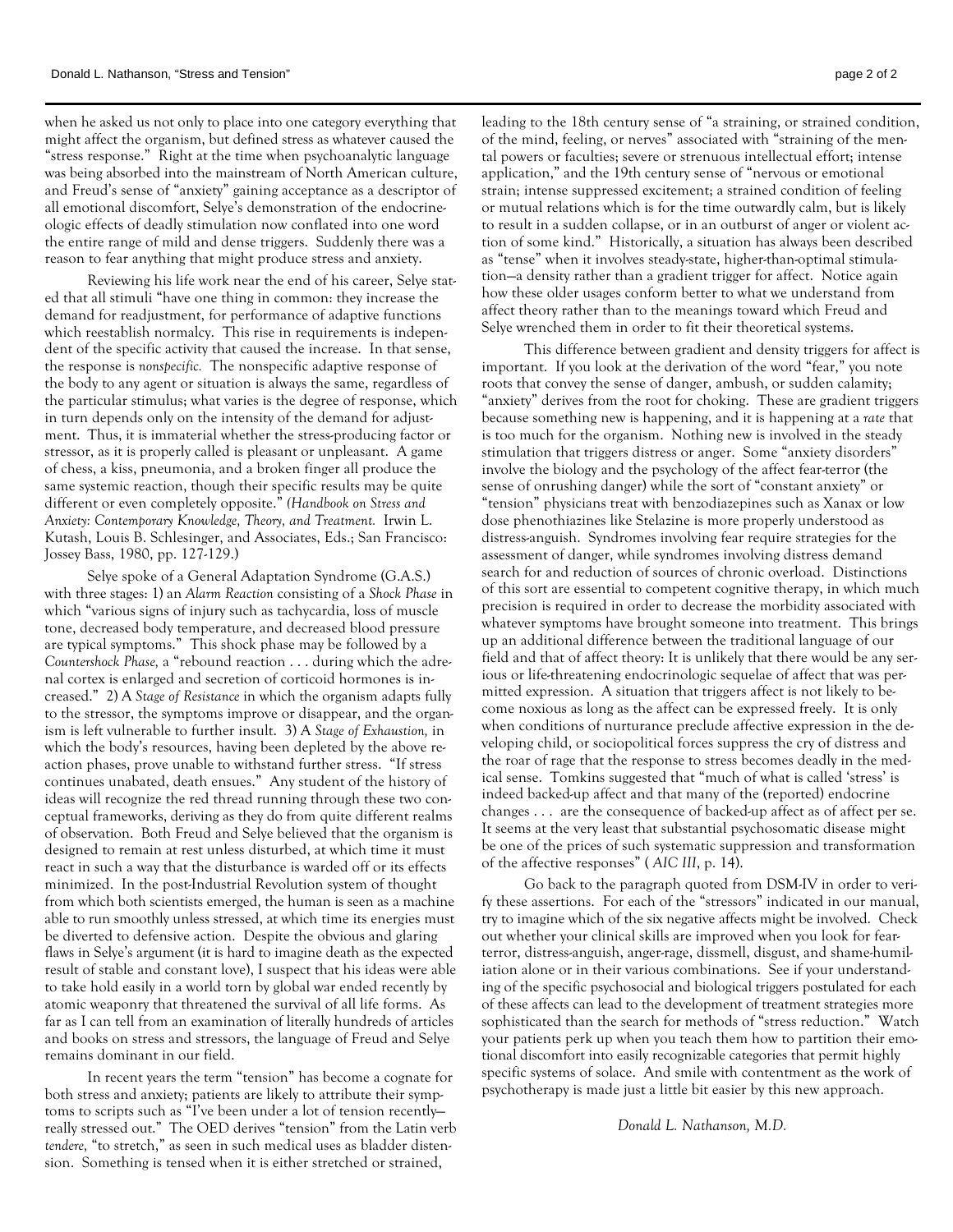when he asked us not only to place into one category everything that might affect the organism, but defined stress as whatever caused the "stress response." Right at the time when psychoanalytic language was being absorbed into the mainstream of North American culture, and Freud's sense of "anxiety" gaining acceptance as a descriptor of all emotional discomfort, Selye's demonstration of the endocrineologic effects of deadly stimulation now conflated into one word the entire range of mild and dense triggers. Suddenly there was a reason to fear anything that might produce stress and anxiety.

Reviewing his life work near the end of his career, Selye stated that all stimuli "have one thing in common: they increase the demand for readjustment, for performance of adaptive functions which reestablish normalcy. This rise in requirements is independent of the specific activity that caused the increase. In that sense, the response is *nonspecific.* The nonspecific adaptive response of the body to any agent or situation is always the same, regardless of the particular stimulus; what varies is the degree of response, which in turn depends only on the intensity of the demand for adjustment. Thus, it is immaterial whether the stress-producing factor or stressor, as it is properly called is pleasant or unpleasant. A game of chess, a kiss, pneumonia, and a broken finger all produce the same systemic reaction, though their specific results may be quite different or even completely opposite." (*Handbook on Stress and Anxiety: Contemporary Knowledge, Theory, and Treatment.* Irwin L. Kutash, Louis B. Schlesinger, and Associates, Eds.; San Francisco: Jossey Bass, 1980, pp. 127-129.)

Selye spoke of a General Adaptation Syndrome (G.A.S.) with three stages: 1) an *Alarm Reaction* consisting of a *Shock Phase* in which "various signs of injury such as tachycardia, loss of muscle tone, decreased body temperature, and decreased blood pressure are typical symptoms." This shock phase may be followed by a *Countershock Phase,* a "rebound reaction . . . during which the adrenal cortex is enlarged and secretion of corticoid hormones is increased." 2) A *Stage of Resistance* in which the organism adapts fully to the stressor, the symptoms improve or disappear, and the organism is left vulnerable to further insult. 3) A *Stage of Exhaustion,* in which the body's resources, having been depleted by the above reaction phases, prove unable to withstand further stress. "If stress continues unabated, death ensues." Any student of the history of ideas will recognize the red thread running through these two conceptual frameworks, deriving as they do from quite different realms of observation. Both Freud and Selye believed that the organism is designed to remain at rest unless disturbed, at which time it must react in such a way that the disturbance is warded off or its effects minimized. In the post-Industrial Revolution system of thought from which both scientists emerged, the human is seen as a machine able to run smoothly unless stressed, at which time its energies must be diverted to defensive action. Despite the obvious and glaring flaws in Selye's argument (it is hard to imagine death as the expected result of stable and constant love), I suspect that his ideas were able to take hold easily in a world torn by global war ended recently by atomic weaponry that threatened the survival of all life forms. As far as I can tell from an examination of literally hundreds of articles and books on stress and stressors, the language of Freud and Selye remains dominant in our field.

In recent years the term "tension" has become a cognate for both stress and anxiety; patients are likely to attribute their symptoms to scripts such as "I've been under a lot of tension recently—really stressed out." The OED derives "tension" from the Latin verb *tendere,* "to stretch," as seen in such medical uses as bladder distension. Something is tensed when it is either stretched or strained, leading to the 18th century sense of "a straining, or strained condition, of the mind, feeling, or nerves" associated with "straining of the mental powers or faculties; severe or strenuous intellectual effort; intense application," and the 19th century sense of "nervous or emotional strain; intense suppressed excitement; a strained condition of feeling or mutual relations which is for the time outwardly calm, but is likely to result in a sudden collapse, or in an outburst of anger or violent action of some kind." Historically, a situation has always been described as "tense" when it involves steady-state, higher-than-optimal stimulation—a density rather than a gradient trigger for affect. Notice again how these older usages conform better to what we understand from affect theory rather than to the meanings toward which Freud and Selye wrenched them in order to fit their theoretical systems.

This difference between gradient and density triggers for affect is important. If you look at the derivation of the word "fear," you note roots that convey the sense of danger, ambush, or sudden calamity; "anxiety" derives from the root for choking. These are gradient triggers because something new is happening, and it is happening at a *rate* that is too much for the organism. Nothing new is involved in the steady stimulation that triggers distress or anger. Some "anxiety disorders" involve the biology and the psychology of the affect fear-terror (the sense of onrushing danger) while the sort of "constant anxiety" or "tension" physicians treat with benzodiazepines such as Xanax or low dose phenothiazines like Stelazine is more properly understood as distress-anguish. Syndromes involving fear require strategies for the assessment of danger, while syndromes involving distress demand search for and reduction of sources of chronic overload. Distinctions of this sort are essential to competent cognitive therapy, in which much precision is required in order to decrease the morbidity associated with whatever symptoms have brought someone into treatment. This brings up an additional difference between the traditional language of our field and that of affect theory: It is unlikely that there would be any serious or life-threatening endocrinologic sequelae of affect that was permitted expression. A situation that triggers affect is not likely to become noxious as long as the affect can be expressed freely. It is only when conditions of nurturance preclude affective expression in the developing child, or sociopolitical forces suppress the cry of distress and the roar of rage that the response to stress becomes deadly in the medical sense. Tomkins suggested that "much of what is called 'stress' is indeed backed-up affect and that many of the (reported) endocrine changes . . . are the consequence of backed-up affect as of affect per se. It seems at the very least that substantial psychosomatic disease might be one of the prices of such systematic suppression and transformation of the affective responses" ( *AIC III*, p. 14).

Go back to the paragraph quoted from DSM-IV in order to verify these assertions. For each of the "stressors" indicated in our manual, try to imagine which of the six negative affects might be involved. Check out whether your clinical skills are improved when you look for fear-terror, distress-anguish, anger-rage, dissmell, disgust, and shame-humiliation alone or in their various combinations. See if your understanding of the specific psychosocial and biological triggers postulated for each of these affects can lead to the development of treatment strategies more sophisticated than the search for methods of "stress reduction." Watch your patients perk up when you teach them how to partition their emotional discomfort into easily recognizable categories that permit highly specific systems of solace. And smile with contentment as the work of psychotherapy is made just a little bit easier by this new approach.

*Donald L. Nathanson, M.D.*